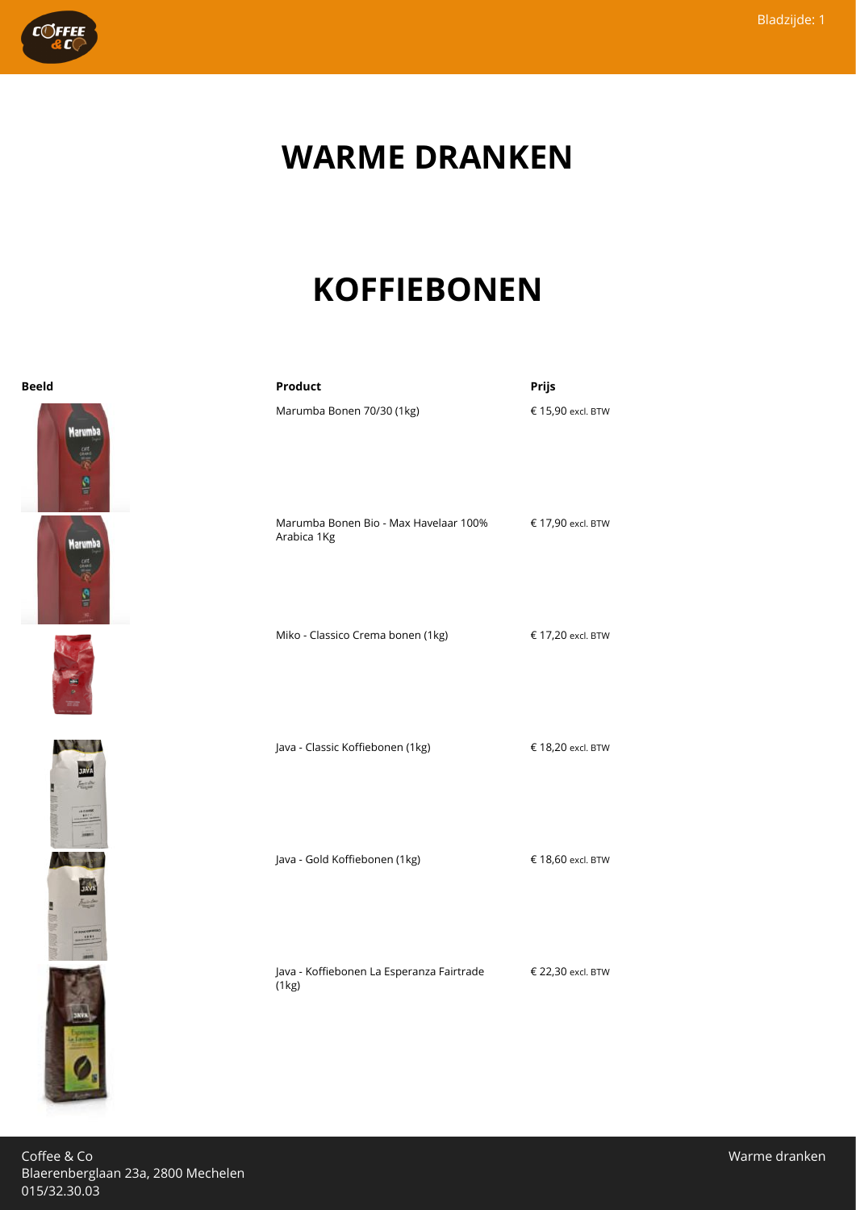# WARME DRANKEN

## KOFFIEBONEN

| Beeld | Product | Prijs |
| --- | --- | --- |
| | Marumba Bonen 70/30 (1kg) | € 15,90 excl. BTW |
| | Marumba Bonen Bio - Max Havelaar 100% Arabica 1Kg | € 17,90 excl. BTW |
| | Miko - Classico Crema bonen (1kg) | € 17,20 excl. BTW |
| | Java - Classic Koffiebonen (1kg) | € 18,20 excl. BTW |
| | Java - Gold Koffiebonen (1kg) | € 18,60 excl. BTW |
| | Java - Koffiebonen La Esperanza Fairtrade (1kg) | € 22,30 excl. BTW |

Coffee & Co
Blaerenberglaan 23a, 2800 Mechelen
015/32.30.03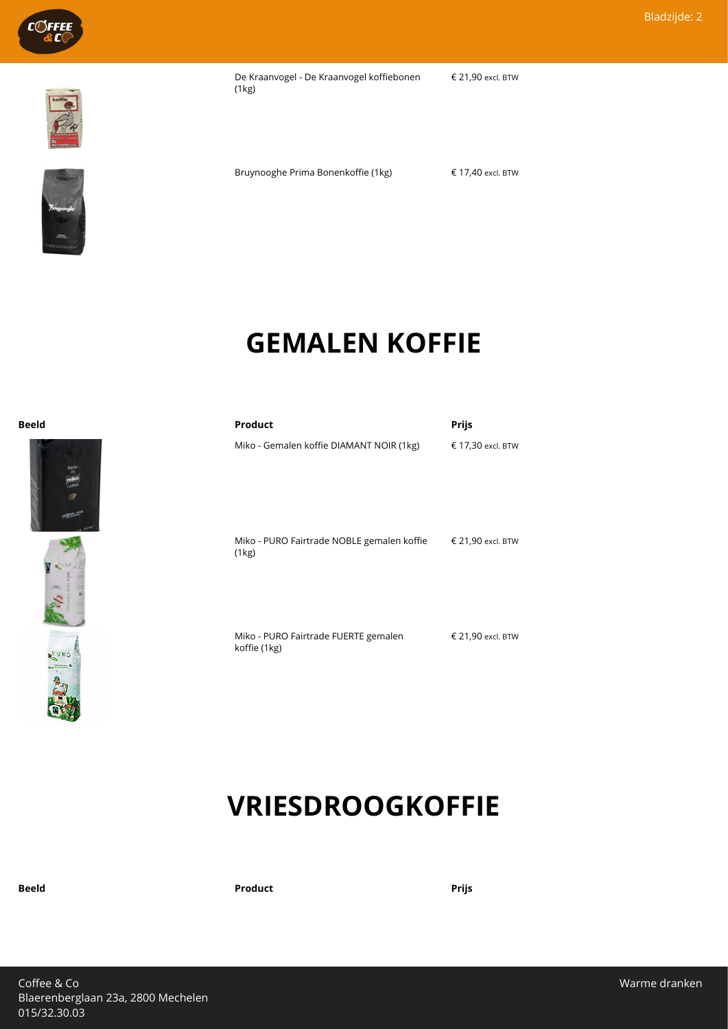| Beeld | Product | Prijs |
| --- | --- | --- |
| | De Kraanvogel - De Kraanvogel koffiebonen (1kg) | € 21,90 excl. BTW |
| | Bruynooghe Prima Bonenkoffie (1kg) | € 17,40 excl. BTW |

# GEMALEN KOFFIE

| Beeld | Product | Prijs |
| --- | --- | --- |
| | Miko - Gemalen koffie DIAMANT NOIR (1kg) | € 17,30 excl. BTW |
| | Miko - PURO Fairtrade NOBLE gemalen koffie (1kg) | € 21,90 excl. BTW |
| | Miko - PURO Fairtrade FUERTE gemalen koffie (1kg) | € 21,90 excl. BTW |

# VRIESDROOGKOFFIE

| Beeld | Product | Prijs |
| --- | --- | --- |

Coffee & Co
Blaerenberglaan 23a, 2800 Mechelen
015/32.30.03

Warme dranken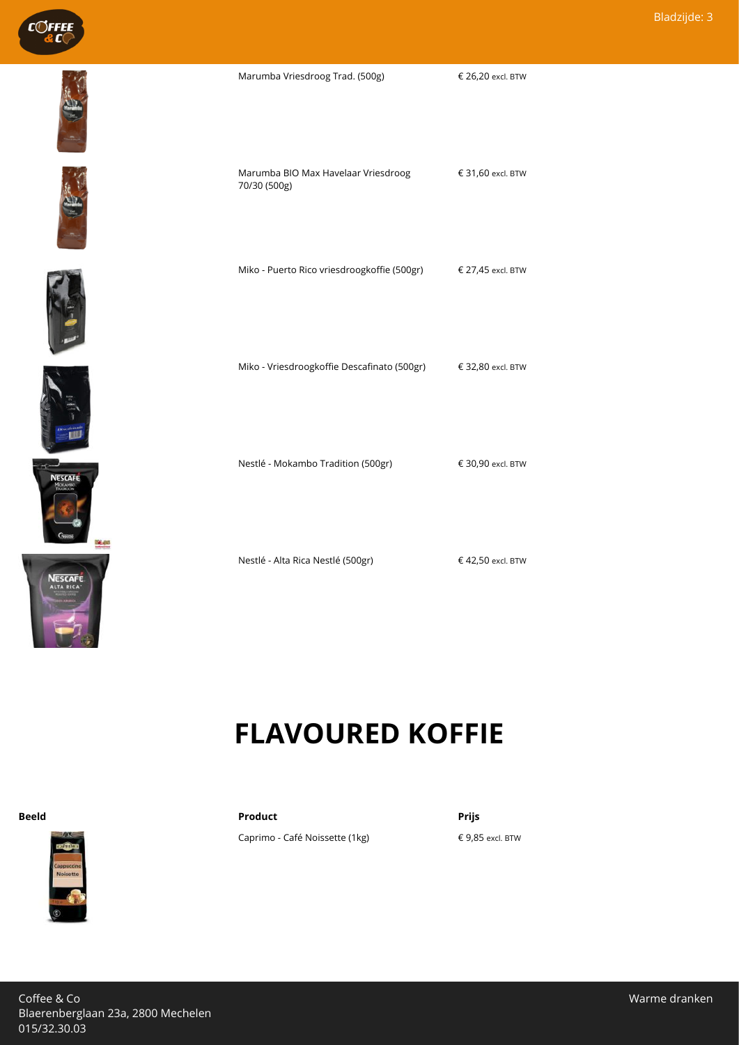| Product | Prijs |
|---|---|
| Marumba Vriesdroog Trad. (500g) | € 26,20 excl. BTW |
| Marumba BIO Max Havelaar Vriesdroog 70/30 (500g) | € 31,60 excl. BTW |
| Miko - Puerto Rico vriesdroogkoffie (500gr) | € 27,45 excl. BTW |
| Miko - Vriesdroogkoffie Descafinato (500gr) | € 32,80 excl. BTW |
| Nestlé - Mokambo Tradition (500gr) | € 30,90 excl. BTW |
| Nestlé - Alta Rica Nestlé (500gr) | € 42,50 excl. BTW |

# FLAVOURED KOFFIE

| Beeld | Product | Prijs |
|---|---|---|
| | Caprimo - Café Noissette (1kg) | € 9,85 excl. BTW |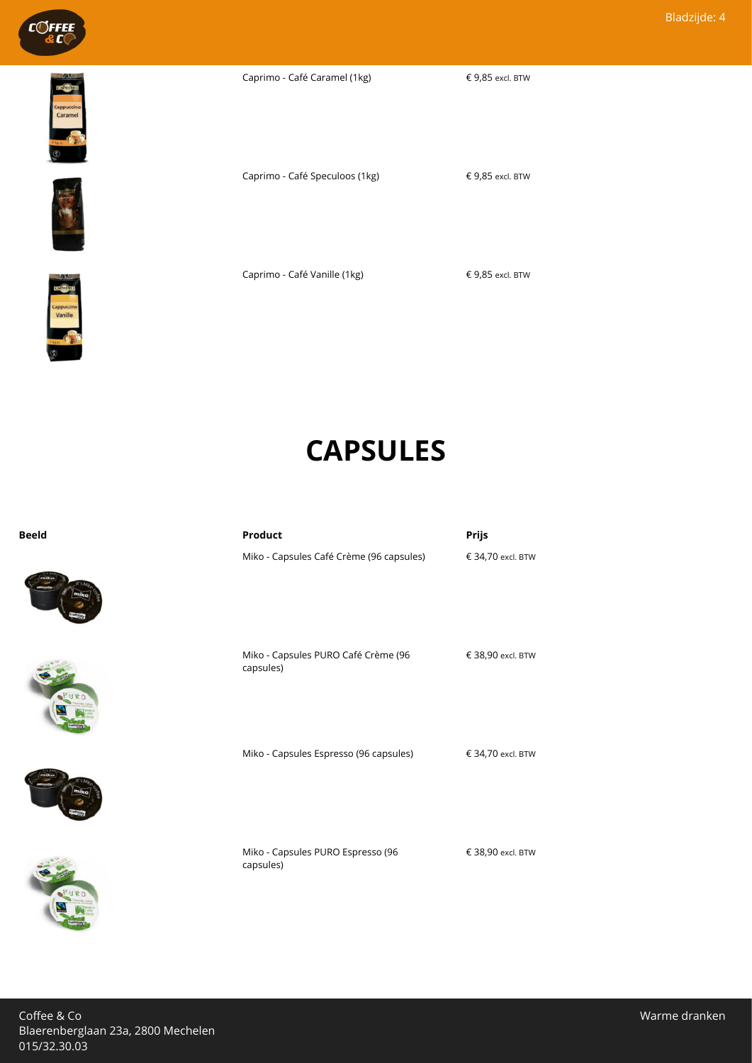| Product | Prijs |
|---|---|
| Caprimo - Café Caramel (1kg) | € 9,85 excl. BTW |
| Caprimo - Café Speculoos (1kg) | € 9,85 excl. BTW |
| Caprimo - Café Vanille (1kg) | € 9,85 excl. BTW |

# CAPSULES

| Beeld | Product | Prijs |
|---|---|---|
| | Miko - Capsules Café Crème (96 capsules) | € 34,70 excl. BTW |
| | Miko - Capsules PURO Café Crème (96 capsules) | € 38,90 excl. BTW |
| | Miko - Capsules Espresso (96 capsules) | € 34,70 excl. BTW |
| | Miko - Capsules PURO Espresso (96 capsules) | € 38,90 excl. BTW |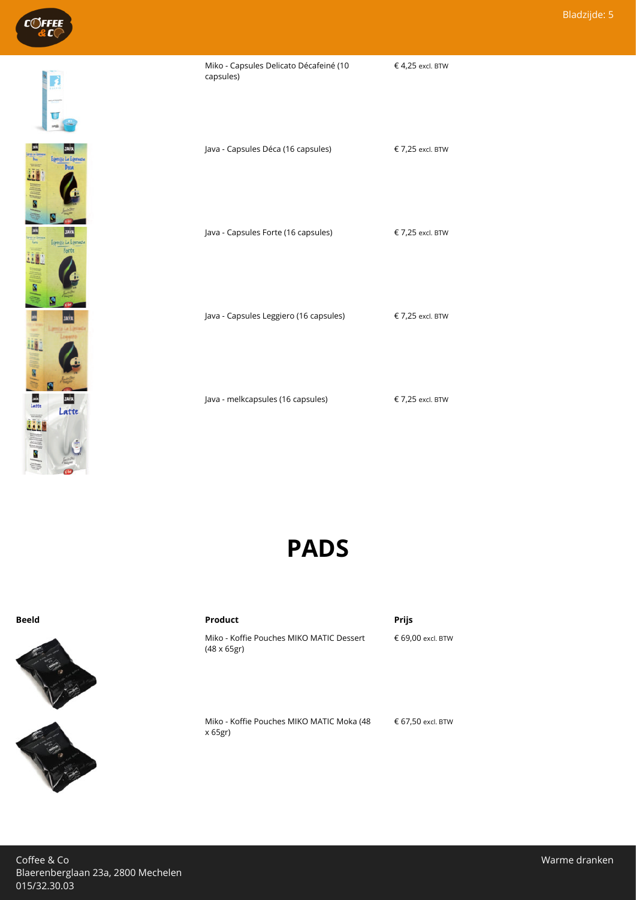| Product | Prijs |
| --- | --- |
| Miko - Capsules Delicato Décafeiné (10 capsules) | € 4,25 excl. BTW |
| Java - Capsules Déca (16 capsules) | € 7,25 excl. BTW |
| Java - Capsules Forte (16 capsules) | € 7,25 excl. BTW |
| Java - Capsules Leggiero (16 capsules) | € 7,25 excl. BTW |
| Java - melkcapsules (16 capsules) | € 7,25 excl. BTW |

# PADS

| Beeld | Product | Prijs |
| --- | --- | --- |
| | Miko - Koffie Pouches MIKO MATIC Dessert (48 x 65gr) | € 69,00 excl. BTW |
| | Miko - Koffie Pouches MIKO MATIC Moka (48 x 65gr) | € 67,50 excl. BTW |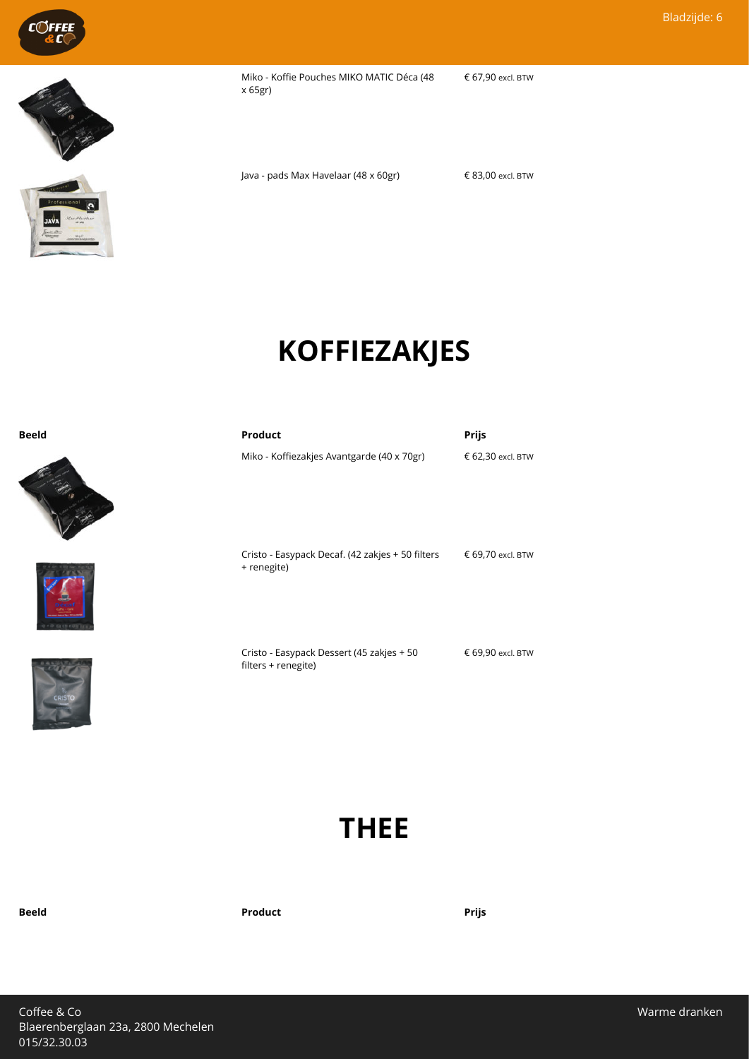| Beeld | Product | Prijs |
|---|---|---|
| | Miko - Koffie Pouches MIKO MATIC Déca (48 x 65gr) | € 67,90 excl. BTW |
| | Java - pads Max Havelaar (48 x 60gr) | € 83,00 excl. BTW |

# KOFFIEZAKJES

| Beeld | Product | Prijs |
|---|---|---|
| | Miko - Koffiezakjes Avantgarde (40 x 70gr) | € 62,30 excl. BTW |
| | Cristo - Easypack Decaf. (42 zakjes + 50 filters + renegite) | € 69,70 excl. BTW |
| | Cristo - Easypack Dessert (45 zakjes + 50 filters + renegite) | € 69,90 excl. BTW |

# THEE

| Beeld | Product | Prijs |
|---|---|---|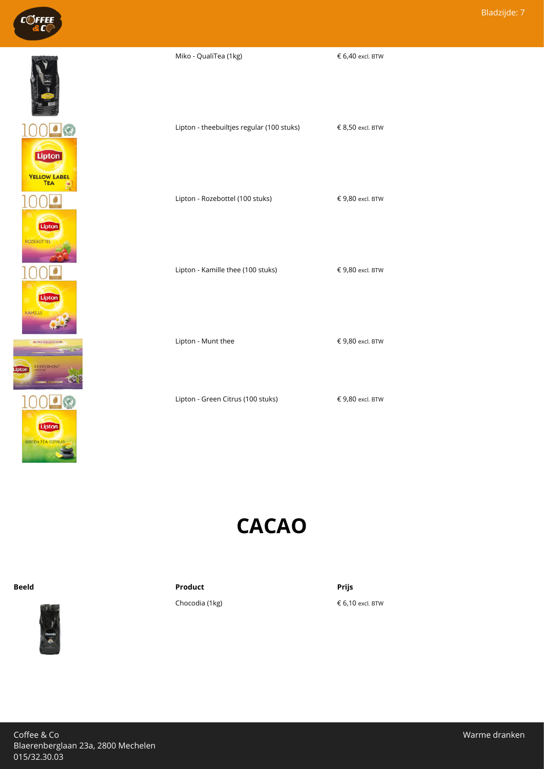| Product | Prijs |
|---|---|
| Miko - QualiTea (1kg) | € 6,40 excl. BTW |
| Lipton - theebuiltjes regular (100 stuks) | € 8,50 excl. BTW |
| Lipton - Rozebottel (100 stuks) | € 9,80 excl. BTW |
| Lipton - Kamille thee (100 stuks) | € 9,80 excl. BTW |
| Lipton - Munt thee | € 9,80 excl. BTW |
| Lipton - Green Citrus (100 stuks) | € 9,80 excl. BTW |

# CACAO

| Beeld | Product | Prijs |
|---|---|---|
| | Chocodia (1kg) | € 6,10 excl. BTW |

Coffee & Co
Blaerenberglaan 23a, 2800 Mechelen
015/32.30.03

Warme dranken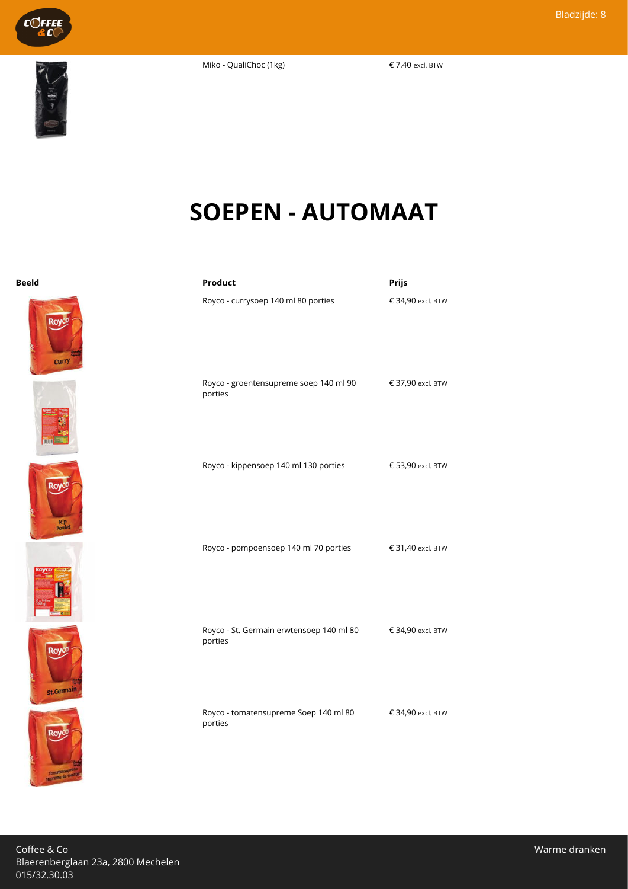| Beeld | Product | Prijs |
|---|---|---|
| | Miko - QualiChoc (1kg) | € 7,40 excl. BTW |

# SOEPEN - AUTOMAAT

| Beeld | Product | Prijs |
|---|---|---|
| | Royco - currysoep 140 ml 80 porties | € 34,90 excl. BTW |
| | Royco - groentensupreme soep 140 ml 90 porties | € 37,90 excl. BTW |
| | Royco - kippensoep 140 ml 130 porties | € 53,90 excl. BTW |
| | Royco - pompoensoep 140 ml 70 porties | € 31,40 excl. BTW |
| | Royco - St. Germain erwtensoep 140 ml 80 porties | € 34,90 excl. BTW |
| | Royco - tomatensupreme Soep 140 ml 80 porties | € 34,90 excl. BTW |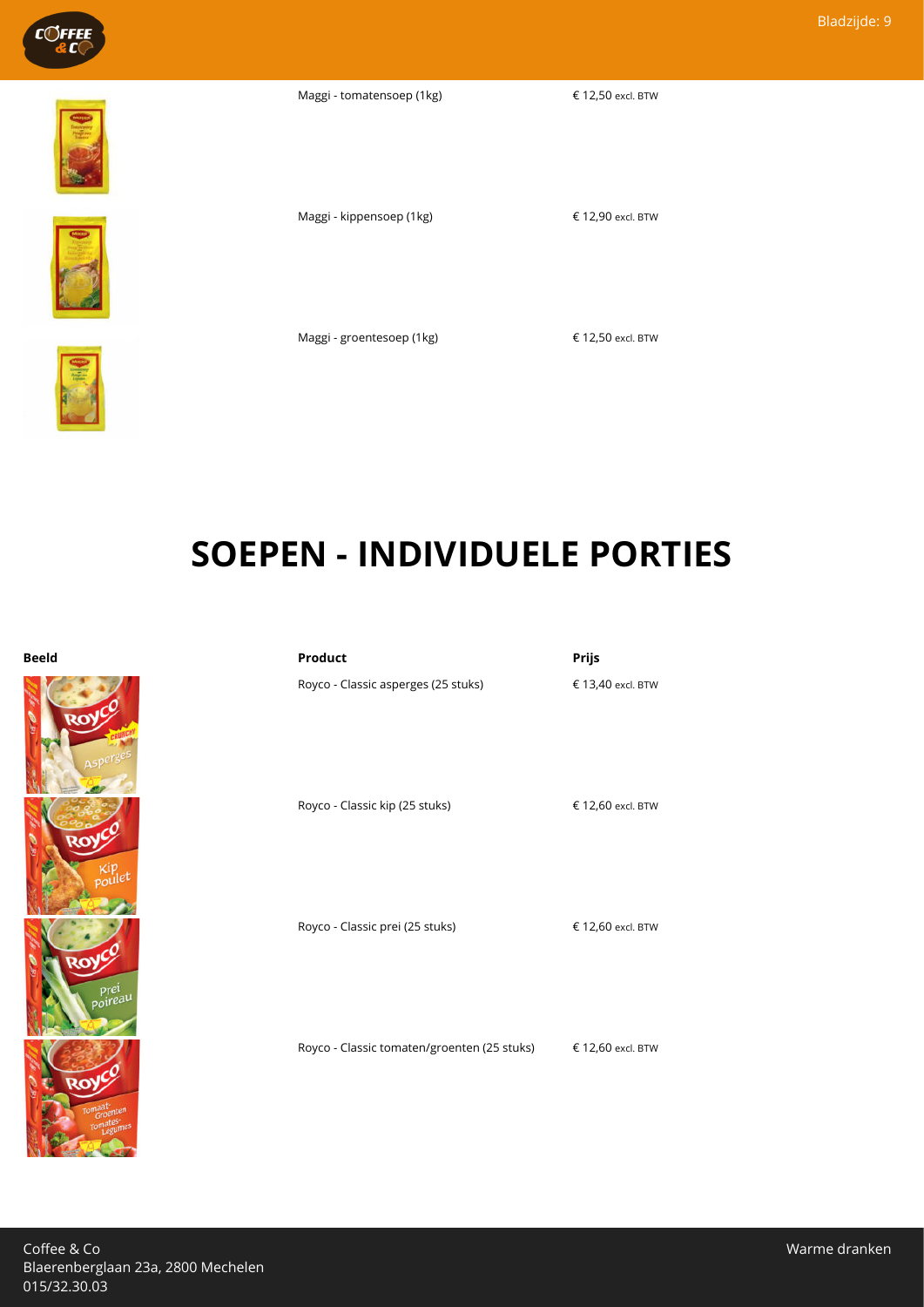| Beeld | Product | Prijs |
| --- | --- | --- |
| | Maggi - tomatensoep (1kg) | € 12,50 excl. BTW |
| | Maggi - kippensoep (1kg) | € 12,90 excl. BTW |
| | Maggi - groentesoep (1kg) | € 12,50 excl. BTW |

# SOEPEN - INDIVIDUELE PORTIES

| Beeld | Product | Prijs |
| --- | --- | --- |
| | Royco - Classic asperges (25 stuks) | € 13,40 excl. BTW |
| | Royco - Classic kip (25 stuks) | € 12,60 excl. BTW |
| | Royco - Classic prei (25 stuks) | € 12,60 excl. BTW |
| | Royco - Classic tomaten/groenten (25 stuks) | € 12,60 excl. BTW |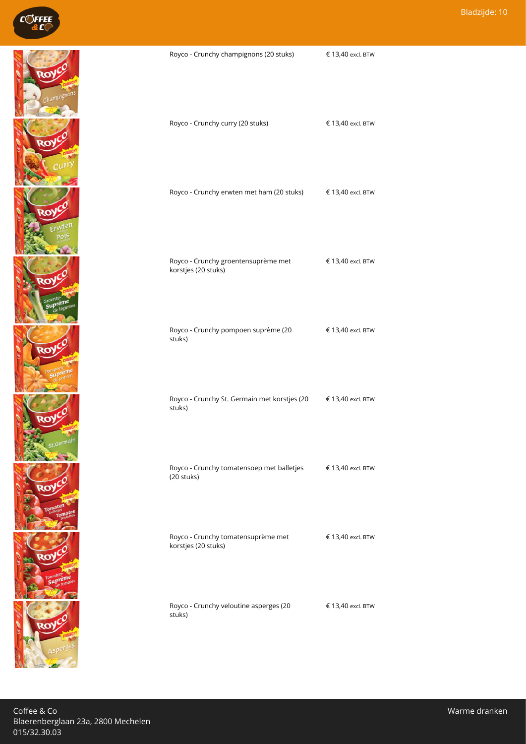| Product | Prijs |
| --- | --- |
| Royco - Crunchy champignons (20 stuks) | € 13,40 excl. BTW |
| Royco - Crunchy curry (20 stuks) | € 13,40 excl. BTW |
| Royco - Crunchy erwten met ham (20 stuks) | € 13,40 excl. BTW |
| Royco - Crunchy groentensuprème met korstjes (20 stuks) | € 13,40 excl. BTW |
| Royco - Crunchy pompoen suprème (20 stuks) | € 13,40 excl. BTW |
| Royco - Crunchy St. Germain met korstjes (20 stuks) | € 13,40 excl. BTW |
| Royco - Crunchy tomatensoep met balletjes (20 stuks) | € 13,40 excl. BTW |
| Royco - Crunchy tomatensuprème met korstjes (20 stuks) | € 13,40 excl. BTW |
| Royco - Crunchy veloutine asperges (20 stuks) | € 13,40 excl. BTW |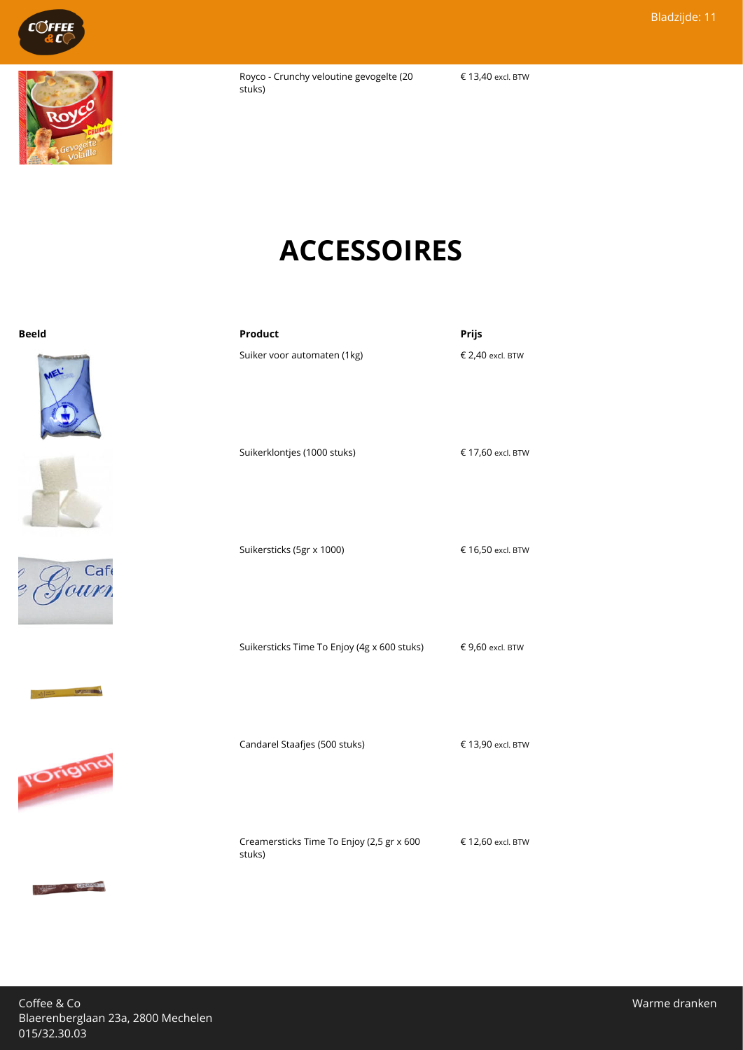| | | |
|---|---|---|
| | Royco - Crunchy veloutine gevogelte (20 stuks) | € 13,40 excl. BTW |

# ACCESSOIRES

| Beeld | Product | Prijs |
|---|---|---|
| | Suiker voor automaten (1kg) | € 2,40 excl. BTW |
| | Suikerklontjes (1000 stuks) | € 17,60 excl. BTW |
| | Suikersticks (5gr x 1000) | € 16,50 excl. BTW |
| | Suikersticks Time To Enjoy (4g x 600 stuks) | € 9,60 excl. BTW |
| | Candarel Staafjes (500 stuks) | € 13,90 excl. BTW |
| | Creamersticks Time To Enjoy (2,5 gr x 600 stuks) | € 12,60 excl. BTW |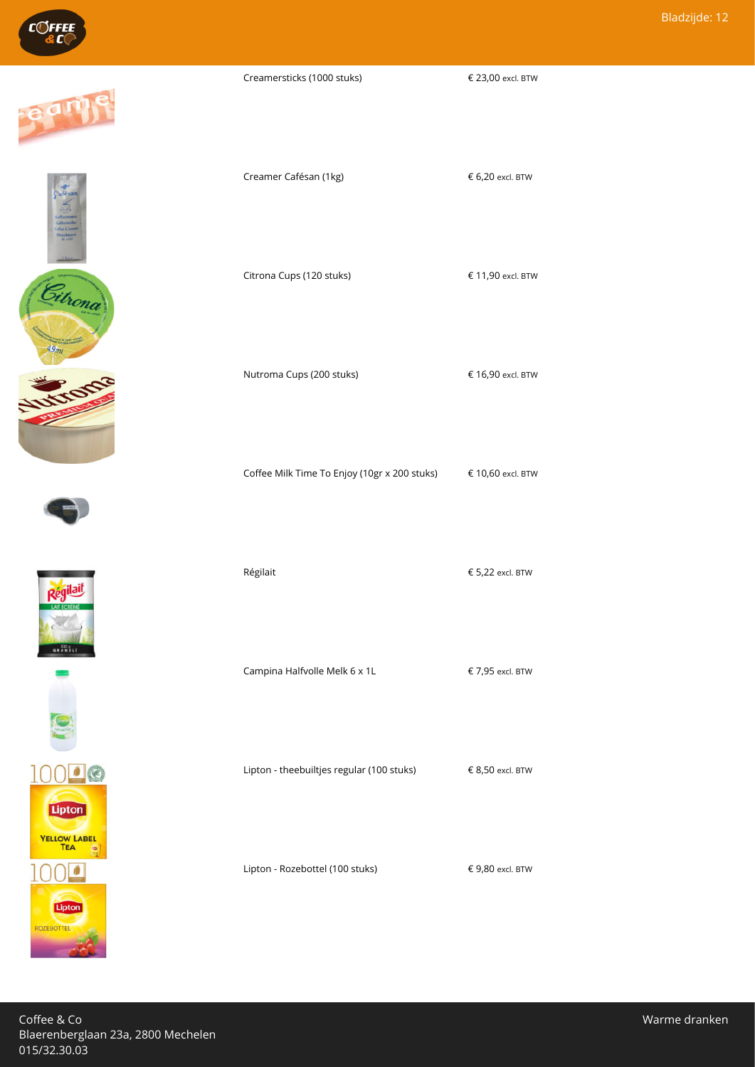| Product | Prijs |
| --- | --- |
| Creamersticks (1000 stuks) | € 23,00 excl. BTW |
| Creamer Cafésan (1kg) | € 6,20 excl. BTW |
| Citrona Cups (120 stuks) | € 11,90 excl. BTW |
| Nutroma Cups (200 stuks) | € 16,90 excl. BTW |
| Coffee Milk Time To Enjoy (10gr x 200 stuks) | € 10,60 excl. BTW |
| Régilait | € 5,22 excl. BTW |
| Campina Halfvolle Melk 6 x 1L | € 7,95 excl. BTW |
| Lipton - theebuiltjes regular (100 stuks) | € 8,50 excl. BTW |
| Lipton - Rozebottel (100 stuks) | € 9,80 excl. BTW |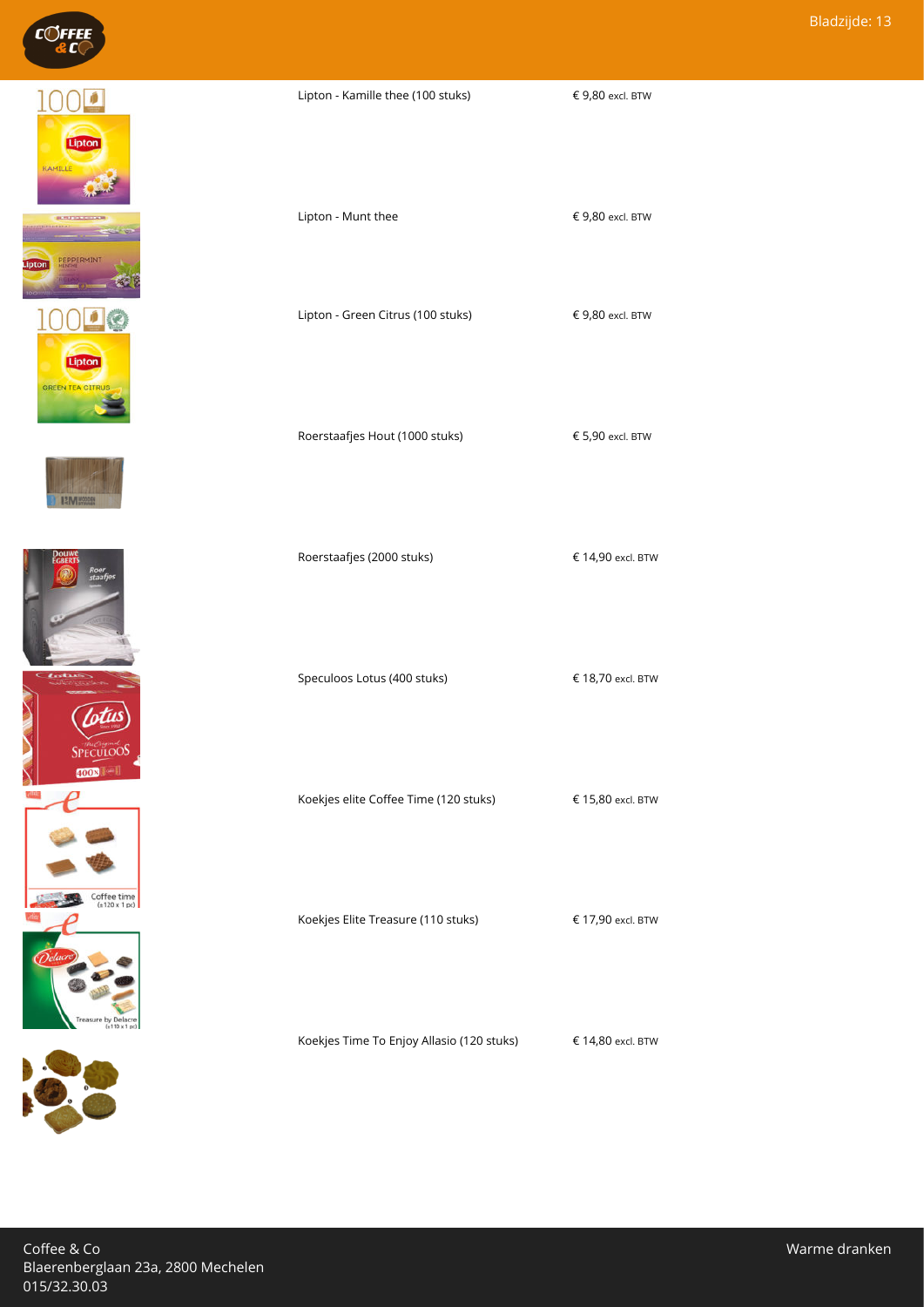| Product | Prijs |
| --- | --- |
| Lipton - Kamille thee (100 stuks) | € 9,80 excl. BTW |
| Lipton - Munt thee | € 9,80 excl. BTW |
| Lipton - Green Citrus (100 stuks) | € 9,80 excl. BTW |
| Roerstaafjes Hout (1000 stuks) | € 5,90 excl. BTW |
| Roerstaafjes (2000 stuks) | € 14,90 excl. BTW |
| Speculoos Lotus (400 stuks) | € 18,70 excl. BTW |
| Koekjes elite Coffee Time (120 stuks) | € 15,80 excl. BTW |
| Koekjes Elite Treasure (110 stuks) | € 17,90 excl. BTW |
| Koekjes Time To Enjoy Allasio (120 stuks) | € 14,80 excl. BTW |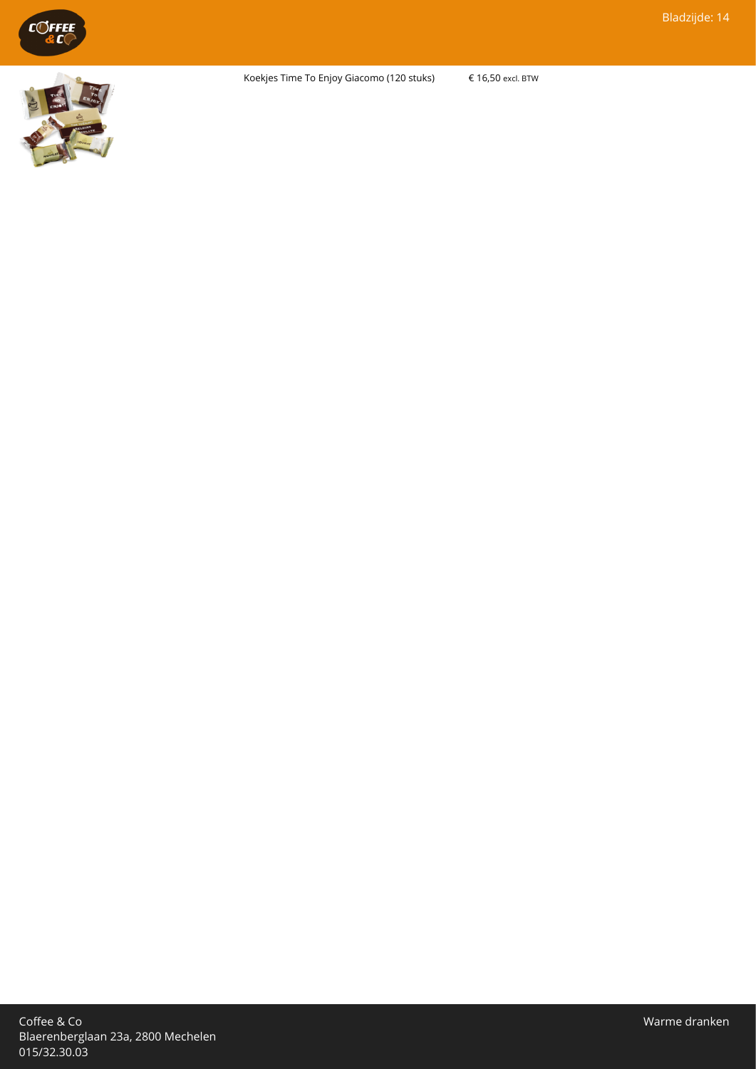| | |
|---|---|
| Koekjes Time To Enjoy Giacomo (120 stuks) | € 16,50 excl. BTW |